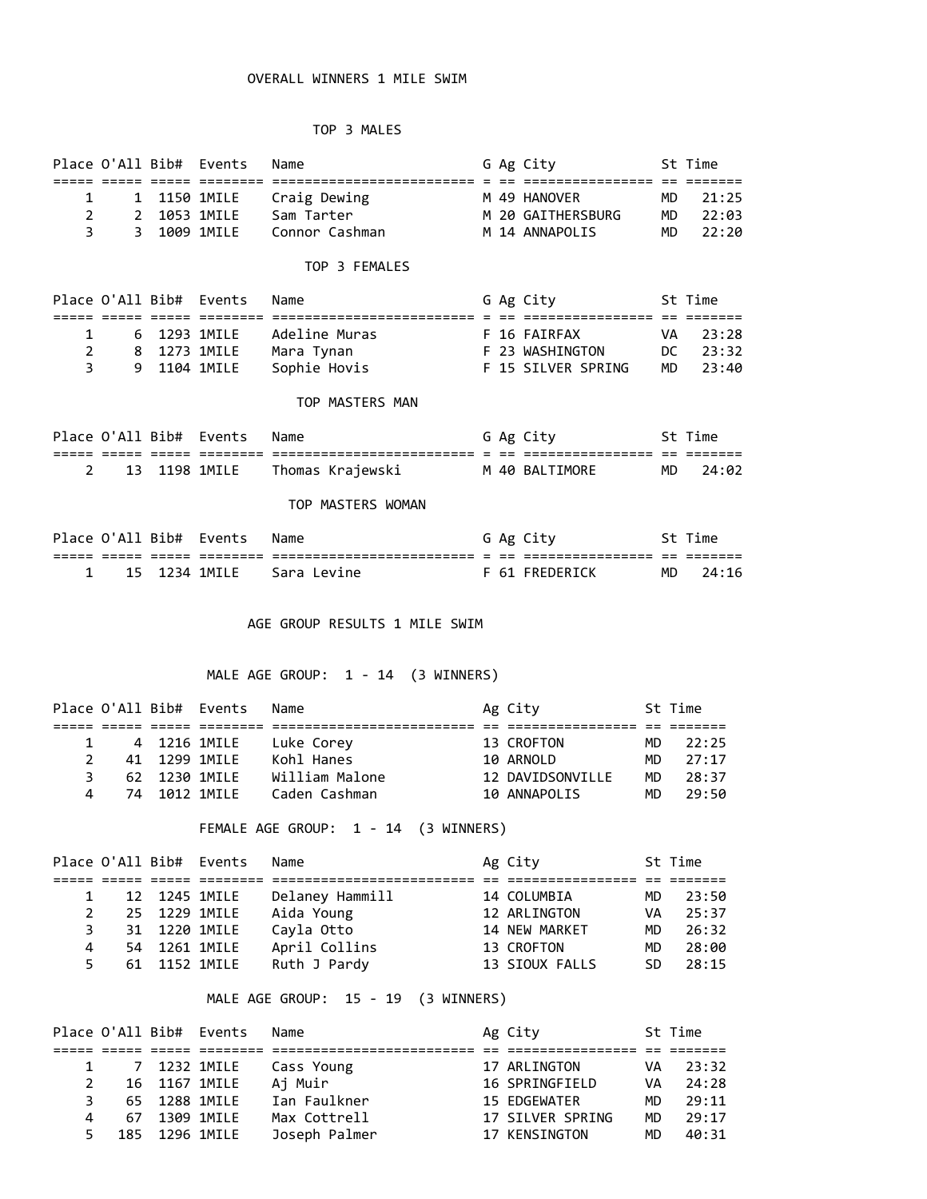# OVERALL WINNERS 1 MILE SWIM

## TOP 3 MALES

| Place | O'All | Bib# | Events | Name | G | Ag | City | St | Time |
|---|---|---|---|---|---|---|---|---|---|
| 1 | 1 | 1150 | 1MILE | Craig Dewing | M | 49 | HANOVER | MD | 21:25 |
| 2 | 2 | 1053 | 1MILE | Sam Tarter | M | 20 | GAITHERSBURG | MD | 22:03 |
| 3 | 3 | 1009 | 1MILE | Connor Cashman | M | 14 | ANNAPOLIS | MD | 22:20 |

## TOP 3 FEMALES

| Place | O'All | Bib# | Events | Name | G | Ag | City | St | Time |
|---|---|---|---|---|---|---|---|---|---|
| 1 | 6 | 1293 | 1MILE | Adeline Muras | F | 16 | FAIRFAX | VA | 23:28 |
| 2 | 8 | 1273 | 1MILE | Mara Tynan | F | 23 | WASHINGTON | DC | 23:32 |
| 3 | 9 | 1104 | 1MILE | Sophie Hovis | F | 15 | SILVER SPRING | MD | 23:40 |

## TOP MASTERS MAN

| Place | O'All | Bib# | Events | Name | G | Ag | City | St | Time |
|---|---|---|---|---|---|---|---|---|---|
| 2 | 13 | 1198 | 1MILE | Thomas Krajewski | M | 40 | BALTIMORE | MD | 24:02 |

## TOP MASTERS WOMAN

| Place | O'All | Bib# | Events | Name | G | Ag | City | St | Time |
|---|---|---|---|---|---|---|---|---|---|
| 1 | 15 | 1234 | 1MILE | Sara Levine | F | 61 | FREDERICK | MD | 24:16 |

# AGE GROUP RESULTS 1 MILE SWIM

## MALE AGE GROUP: 1 - 14 (3 WINNERS)

| Place | O'All | Bib# | Events | Name | Ag | City | St | Time |
|---|---|---|---|---|---|---|---|---|
| 1 | 4 | 1216 | 1MILE | Luke Corey | 13 | CROFTON | MD | 22:25 |
| 2 | 41 | 1299 | 1MILE | Kohl Hanes | 10 | ARNOLD | MD | 27:17 |
| 3 | 62 | 1230 | 1MILE | William Malone | 12 | DAVIDSONVILLE | MD | 28:37 |
| 4 | 74 | 1012 | 1MILE | Caden Cashman | 10 | ANNAPOLIS | MD | 29:50 |

## FEMALE AGE GROUP: 1 - 14 (3 WINNERS)

| Place | O'All | Bib# | Events | Name | Ag | City | St | Time |
|---|---|---|---|---|---|---|---|---|
| 1 | 12 | 1245 | 1MILE | Delaney Hammill | 14 | COLUMBIA | MD | 23:50 |
| 2 | 25 | 1229 | 1MILE | Aida Young | 12 | ARLINGTON | VA | 25:37 |
| 3 | 31 | 1220 | 1MILE | Cayla Otto | 14 | NEW MARKET | MD | 26:32 |
| 4 | 54 | 1261 | 1MILE | April Collins | 13 | CROFTON | MD | 28:00 |
| 5 | 61 | 1152 | 1MILE | Ruth J Pardy | 13 | SIOUX FALLS | SD | 28:15 |

## MALE AGE GROUP: 15 - 19 (3 WINNERS)

| Place | O'All | Bib# | Events | Name | Ag | City | St | Time |
|---|---|---|---|---|---|---|---|---|
| 1 | 7 | 1232 | 1MILE | Cass Young | 17 | ARLINGTON | VA | 23:32 |
| 2 | 16 | 1167 | 1MILE | Aj Muir | 16 | SPRINGFIELD | VA | 24:28 |
| 3 | 65 | 1288 | 1MILE | Ian Faulkner | 15 | EDGEWATER | MD | 29:11 |
| 4 | 67 | 1309 | 1MILE | Max Cottrell | 17 | SILVER SPRING | MD | 29:17 |
| 5 | 185 | 1296 | 1MILE | Joseph Palmer | 17 | KENSINGTON | MD | 40:31 |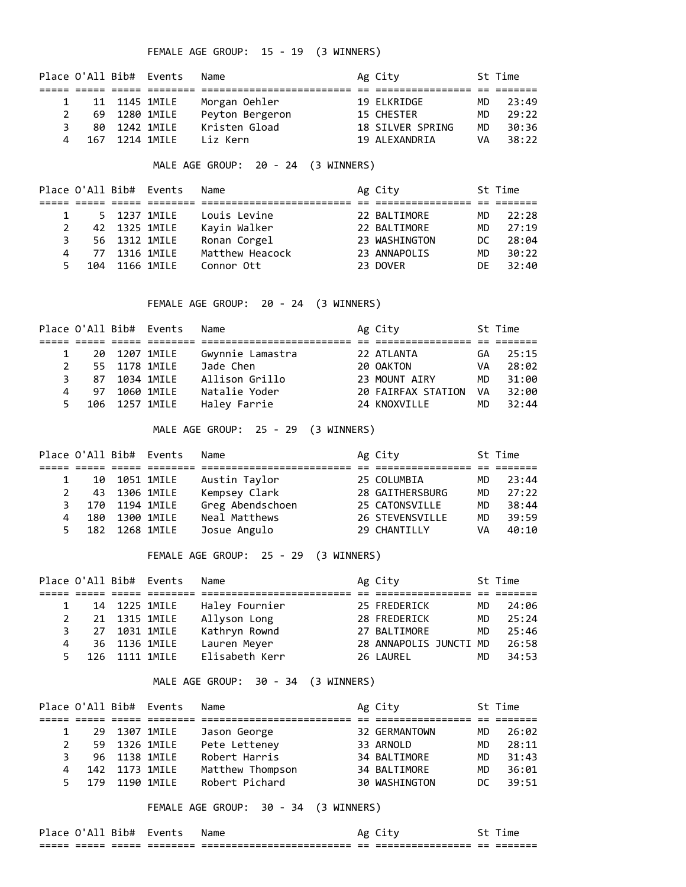FEMALE AGE GROUP: 15 - 19 (3 WINNERS)

| Place | O'All | Bib# | Events | Name | Ag | City | St | Time |
|---|---|---|---|---|---|---|---|---|
| 1 | 11 | 1145 | 1MILE | Morgan Oehler | 19 | ELKRIDGE | MD | 23:49 |
| 2 | 69 | 1280 | 1MILE | Peyton Bergeron | 15 | CHESTER | MD | 29:22 |
| 3 | 80 | 1242 | 1MILE | Kristen Gload | 18 | SILVER SPRING | MD | 30:36 |
| 4 | 167 | 1214 | 1MILE | Liz Kern | 19 | ALEXANDRIA | VA | 38:22 |

MALE AGE GROUP: 20 - 24 (3 WINNERS)

| Place | O'All | Bib# | Events | Name | Ag | City | St | Time |
|---|---|---|---|---|---|---|---|---|
| 1 | 5 | 1237 | 1MILE | Louis Levine | 22 | BALTIMORE | MD | 22:28 |
| 2 | 42 | 1325 | 1MILE | Kayin Walker | 22 | BALTIMORE | MD | 27:19 |
| 3 | 56 | 1312 | 1MILE | Ronan Corgel | 23 | WASHINGTON | DC | 28:04 |
| 4 | 77 | 1316 | 1MILE | Matthew Heacock | 23 | ANNAPOLIS | MD | 30:22 |
| 5 | 104 | 1166 | 1MILE | Connor Ott | 23 | DOVER | DE | 32:40 |

FEMALE AGE GROUP: 20 - 24 (3 WINNERS)

| Place | O'All | Bib# | Events | Name | Ag | City | St | Time |
|---|---|---|---|---|---|---|---|---|
| 1 | 20 | 1207 | 1MILE | Gwynnie Lamastra | 22 | ATLANTA | GA | 25:15 |
| 2 | 55 | 1178 | 1MILE | Jade Chen | 20 | OAKTON | VA | 28:02 |
| 3 | 87 | 1034 | 1MILE | Allison Grillo | 23 | MOUNT AIRY | MD | 31:00 |
| 4 | 97 | 1060 | 1MILE | Natalie Yoder | 20 | FAIRFAX STATION | VA | 32:00 |
| 5 | 106 | 1257 | 1MILE | Haley Farrie | 24 | KNOXVILLE | MD | 32:44 |

MALE AGE GROUP: 25 - 29 (3 WINNERS)

| Place | O'All | Bib# | Events | Name | Ag | City | St | Time |
|---|---|---|---|---|---|---|---|---|
| 1 | 10 | 1051 | 1MILE | Austin Taylor | 25 | COLUMBIA | MD | 23:44 |
| 2 | 43 | 1306 | 1MILE | Kempsey Clark | 28 | GAITHERSBURG | MD | 27:22 |
| 3 | 170 | 1194 | 1MILE | Greg Abendschoen | 25 | CATONSVILLE | MD | 38:44 |
| 4 | 180 | 1300 | 1MILE | Neal Matthews | 26 | STEVENSVILLE | MD | 39:59 |
| 5 | 182 | 1268 | 1MILE | Josue Angulo | 29 | CHANTILLY | VA | 40:10 |

FEMALE AGE GROUP: 25 - 29 (3 WINNERS)

| Place | O'All | Bib# | Events | Name | Ag | City | St | Time |
|---|---|---|---|---|---|---|---|---|
| 1 | 14 | 1225 | 1MILE | Haley Fournier | 25 | FREDERICK | MD | 24:06 |
| 2 | 21 | 1315 | 1MILE | Allyson Long | 28 | FREDERICK | MD | 25:24 |
| 3 | 27 | 1031 | 1MILE | Kathryn Rownd | 27 | BALTIMORE | MD | 25:46 |
| 4 | 36 | 1136 | 1MILE | Lauren Meyer | 28 | ANNAPOLIS JUNCTI | MD | 26:58 |
| 5 | 126 | 1111 | 1MILE | Elisabeth Kerr | 26 | LAUREL | MD | 34:53 |

MALE AGE GROUP: 30 - 34 (3 WINNERS)

| Place | O'All | Bib# | Events | Name | Ag | City | St | Time |
|---|---|---|---|---|---|---|---|---|
| 1 | 29 | 1307 | 1MILE | Jason George | 32 | GERMANTOWN | MD | 26:02 |
| 2 | 59 | 1326 | 1MILE | Pete Letteney | 33 | ARNOLD | MD | 28:11 |
| 3 | 96 | 1138 | 1MILE | Robert Harris | 34 | BALTIMORE | MD | 31:43 |
| 4 | 142 | 1173 | 1MILE | Matthew Thompson | 34 | BALTIMORE | MD | 36:01 |
| 5 | 179 | 1190 | 1MILE | Robert Pichard | 30 | WASHINGTON | DC | 39:51 |

FEMALE AGE GROUP: 30 - 34 (3 WINNERS)

| Place | O'All | Bib# | Events | Name | Ag | City | St | Time |
|---|---|---|---|---|---|---|---|---|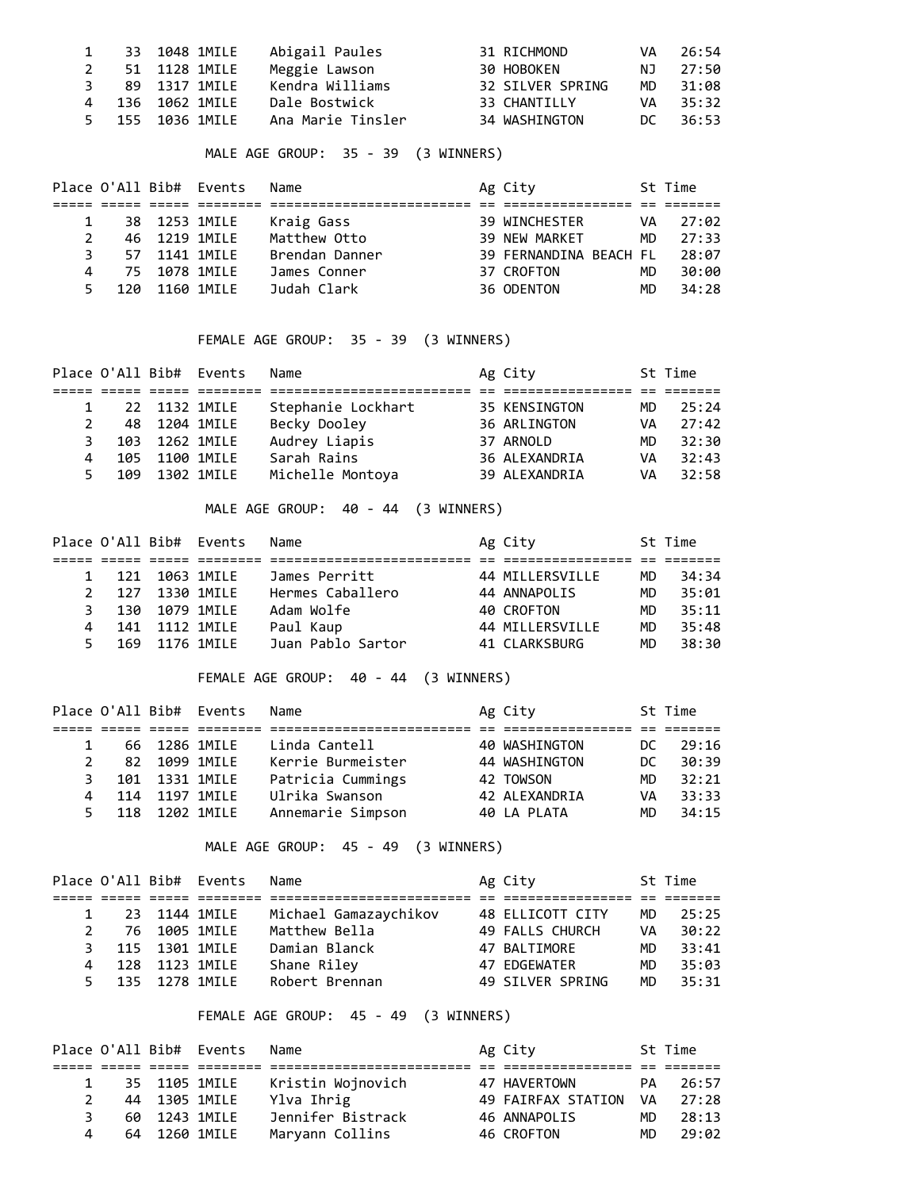| Place | O'All | Bib# | Events | Name | Ag | City | St | Time |
|---|---|---|---|---|---|---|---|---|
| 1 | 33 | 1048 | 1MILE | Abigail Paules | 31 | RICHMOND | VA | 26:54 |
| 2 | 51 | 1128 | 1MILE | Meggie Lawson | 30 | HOBOKEN | NJ | 27:50 |
| 3 | 89 | 1317 | 1MILE | Kendra Williams | 32 | SILVER SPRING | MD | 31:08 |
| 4 | 136 | 1062 | 1MILE | Dale Bostwick | 33 | CHANTILLY | VA | 35:32 |
| 5 | 155 | 1036 | 1MILE | Ana Marie Tinsler | 34 | WASHINGTON | DC | 36:53 |

MALE AGE GROUP: 35 - 39 (3 WINNERS)

| Place | O'All | Bib# | Events | Name | Ag | City | St | Time |
|---|---|---|---|---|---|---|---|---|
| 1 | 38 | 1253 | 1MILE | Kraig Gass | 39 | WINCHESTER | VA | 27:02 |
| 2 | 46 | 1219 | 1MILE | Matthew Otto | 39 | NEW MARKET | MD | 27:33 |
| 3 | 57 | 1141 | 1MILE | Brendan Danner | 39 | FERNANDINA BEACH | FL | 28:07 |
| 4 | 75 | 1078 | 1MILE | James Conner | 37 | CROFTON | MD | 30:00 |
| 5 | 120 | 1160 | 1MILE | Judah Clark | 36 | ODENTON | MD | 34:28 |

FEMALE AGE GROUP: 35 - 39 (3 WINNERS)

| Place | O'All | Bib# | Events | Name | Ag | City | St | Time |
|---|---|---|---|---|---|---|---|---|
| 1 | 22 | 1132 | 1MILE | Stephanie Lockhart | 35 | KENSINGTON | MD | 25:24 |
| 2 | 48 | 1204 | 1MILE | Becky Dooley | 36 | ARLINGTON | VA | 27:42 |
| 3 | 103 | 1262 | 1MILE | Audrey Liapis | 37 | ARNOLD | MD | 32:30 |
| 4 | 105 | 1100 | 1MILE | Sarah Rains | 36 | ALEXANDRIA | VA | 32:43 |
| 5 | 109 | 1302 | 1MILE | Michelle Montoya | 39 | ALEXANDRIA | VA | 32:58 |

MALE AGE GROUP: 40 - 44 (3 WINNERS)

| Place | O'All | Bib# | Events | Name | Ag | City | St | Time |
|---|---|---|---|---|---|---|---|---|
| 1 | 121 | 1063 | 1MILE | James Perritt | 44 | MILLERSVILLE | MD | 34:34 |
| 2 | 127 | 1330 | 1MILE | Hermes Caballero | 44 | ANNAPOLIS | MD | 35:01 |
| 3 | 130 | 1079 | 1MILE | Adam Wolfe | 40 | CROFTON | MD | 35:11 |
| 4 | 141 | 1112 | 1MILE | Paul Kaup | 44 | MILLERSVILLE | MD | 35:48 |
| 5 | 169 | 1176 | 1MILE | Juan Pablo Sartor | 41 | CLARKSBURG | MD | 38:30 |

FEMALE AGE GROUP: 40 - 44 (3 WINNERS)

| Place | O'All | Bib# | Events | Name | Ag | City | St | Time |
|---|---|---|---|---|---|---|---|---|
| 1 | 66 | 1286 | 1MILE | Linda Cantell | 40 | WASHINGTON | DC | 29:16 |
| 2 | 82 | 1099 | 1MILE | Kerrie Burmeister | 44 | WASHINGTON | DC | 30:39 |
| 3 | 101 | 1331 | 1MILE | Patricia Cummings | 42 | TOWSON | MD | 32:21 |
| 4 | 114 | 1197 | 1MILE | Ulrika Swanson | 42 | ALEXANDRIA | VA | 33:33 |
| 5 | 118 | 1202 | 1MILE | Annemarie Simpson | 40 | LA PLATA | MD | 34:15 |

MALE AGE GROUP: 45 - 49 (3 WINNERS)

| Place | O'All | Bib# | Events | Name | Ag | City | St | Time |
|---|---|---|---|---|---|---|---|---|
| 1 | 23 | 1144 | 1MILE | Michael Gamazaychikov | 48 | ELLICOTT CITY | MD | 25:25 |
| 2 | 76 | 1005 | 1MILE | Matthew Bella | 49 | FALLS CHURCH | VA | 30:22 |
| 3 | 115 | 1301 | 1MILE | Damian Blanck | 47 | BALTIMORE | MD | 33:41 |
| 4 | 128 | 1123 | 1MILE | Shane Riley | 47 | EDGEWATER | MD | 35:03 |
| 5 | 135 | 1278 | 1MILE | Robert Brennan | 49 | SILVER SPRING | MD | 35:31 |

FEMALE AGE GROUP: 45 - 49 (3 WINNERS)

| Place | O'All | Bib# | Events | Name | Ag | City | St | Time |
|---|---|---|---|---|---|---|---|---|
| 1 | 35 | 1105 | 1MILE | Kristin Wojnovich | 47 | HAVERTOWN | PA | 26:57 |
| 2 | 44 | 1305 | 1MILE | Ylva Ihrig | 49 | FAIRFAX STATION | VA | 27:28 |
| 3 | 60 | 1243 | 1MILE | Jennifer Bistrack | 46 | ANNAPOLIS | MD | 28:13 |
| 4 | 64 | 1260 | 1MILE | Maryann Collins | 46 | CROFTON | MD | 29:02 |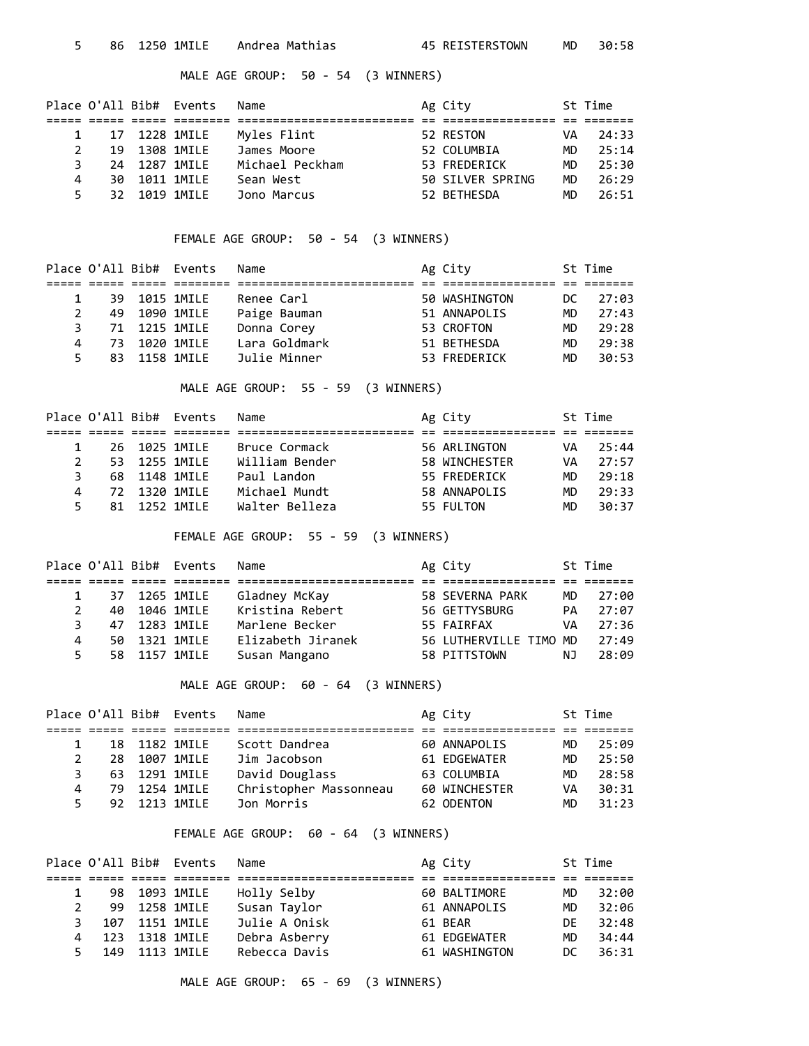| 5 | 86 | 1250 | 1MILE | Andrea Mathias | 45 | REISTERSTOWN | MD | 30:58 |
|---|---|---|---|---|---|---|---|---|

MALE AGE GROUP: 50 - 54 (3 WINNERS)

| Place | O'All | Bib# | Events | Name | Ag | City | St | Time |
|---|---|---|---|---|---|---|---|---|
| 1 | 17 | 1228 | 1MILE | Myles Flint | 52 | RESTON | VA | 24:33 |
| 2 | 19 | 1308 | 1MILE | James Moore | 52 | COLUMBIA | MD | 25:14 |
| 3 | 24 | 1287 | 1MILE | Michael Peckham | 53 | FREDERICK | MD | 25:30 |
| 4 | 30 | 1011 | 1MILE | Sean West | 50 | SILVER SPRING | MD | 26:29 |
| 5 | 32 | 1019 | 1MILE | Jono Marcus | 52 | BETHESDA | MD | 26:51 |

FEMALE AGE GROUP: 50 - 54 (3 WINNERS)

| Place | O'All | Bib# | Events | Name | Ag | City | St | Time |
|---|---|---|---|---|---|---|---|---|
| 1 | 39 | 1015 | 1MILE | Renee Carl | 50 | WASHINGTON | DC | 27:03 |
| 2 | 49 | 1090 | 1MILE | Paige Bauman | 51 | ANNAPOLIS | MD | 27:43 |
| 3 | 71 | 1215 | 1MILE | Donna Corey | 53 | CROFTON | MD | 29:28 |
| 4 | 73 | 1020 | 1MILE | Lara Goldmark | 51 | BETHESDA | MD | 29:38 |
| 5 | 83 | 1158 | 1MILE | Julie Minner | 53 | FREDERICK | MD | 30:53 |

MALE AGE GROUP: 55 - 59 (3 WINNERS)

| Place | O'All | Bib# | Events | Name | Ag | City | St | Time |
|---|---|---|---|---|---|---|---|---|
| 1 | 26 | 1025 | 1MILE | Bruce Cormack | 56 | ARLINGTON | VA | 25:44 |
| 2 | 53 | 1255 | 1MILE | William Bender | 58 | WINCHESTER | VA | 27:57 |
| 3 | 68 | 1148 | 1MILE | Paul Landon | 55 | FREDERICK | MD | 29:18 |
| 4 | 72 | 1320 | 1MILE | Michael Mundt | 58 | ANNAPOLIS | MD | 29:33 |
| 5 | 81 | 1252 | 1MILE | Walter Belleza | 55 | FULTON | MD | 30:37 |

FEMALE AGE GROUP: 55 - 59 (3 WINNERS)

| Place | O'All | Bib# | Events | Name | Ag | City | St | Time |
|---|---|---|---|---|---|---|---|---|
| 1 | 37 | 1265 | 1MILE | Gladney McKay | 58 | SEVERNA PARK | MD | 27:00 |
| 2 | 40 | 1046 | 1MILE | Kristina Robert | 56 | GETTYSBURG | PA | 27:07 |
| 3 | 47 | 1283 | 1MILE | Marlene Becker | 55 | FAIRFAX | VA | 27:36 |
| 4 | 50 | 1321 | 1MILE | Elizabeth Jiranek | 56 | LUTHERVILLE TIMO | MD | 27:49 |
| 5 | 58 | 1157 | 1MILE | Susan Mangano | 58 | PITTSTOWN | NJ | 28:09 |

MALE AGE GROUP: 60 - 64 (3 WINNERS)

| Place | O'All | Bib# | Events | Name | Ag | City | St | Time |
|---|---|---|---|---|---|---|---|---|
| 1 | 18 | 1182 | 1MILE | Scott Dandrea | 60 | ANNAPOLIS | MD | 25:09 |
| 2 | 28 | 1007 | 1MILE | Jim Jacobson | 61 | EDGEWATER | MD | 25:50 |
| 3 | 63 | 1291 | 1MILE | David Douglass | 63 | COLUMBIA | MD | 28:58 |
| 4 | 79 | 1254 | 1MILE | Christopher Massonneau | 60 | WINCHESTER | VA | 30:31 |
| 5 | 92 | 1213 | 1MILE | Jon Morris | 62 | ODENTON | MD | 31:23 |

FEMALE AGE GROUP: 60 - 64 (3 WINNERS)

| Place | O'All | Bib# | Events | Name | Ag | City | St | Time |
|---|---|---|---|---|---|---|---|---|
| 1 | 98 | 1093 | 1MILE | Holly Selby | 60 | BALTIMORE | MD | 32:00 |
| 2 | 99 | 1258 | 1MILE | Susan Taylor | 61 | ANNAPOLIS | MD | 32:06 |
| 3 | 107 | 1151 | 1MILE | Julie A Onisk | 61 | BEAR | DE | 32:48 |
| 4 | 123 | 1318 | 1MILE | Debra Asberry | 61 | EDGEWATER | MD | 34:44 |
| 5 | 149 | 1113 | 1MILE | Rebecca Davis | 61 | WASHINGTON | DC | 36:31 |

MALE AGE GROUP: 65 - 69 (3 WINNERS)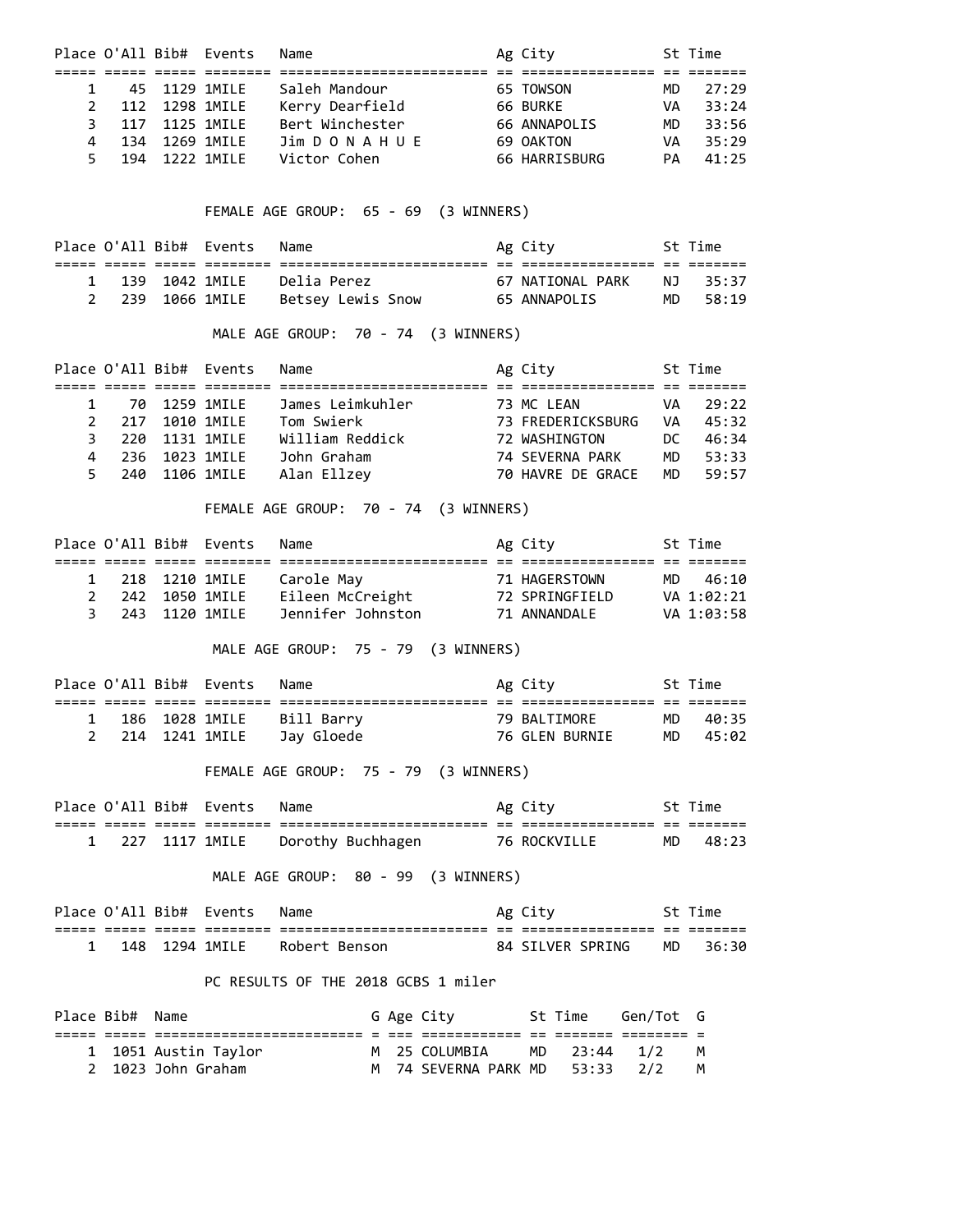| Place | O'All | Bib# | Events | Name | Ag | City | St | Time |
|---|---|---|---|---|---|---|---|---|
| 1 | 45 | 1129 | 1MILE | Saleh Mandour | 65 | TOWSON | MD | 27:29 |
| 2 | 112 | 1298 | 1MILE | Kerry Dearfield | 66 | BURKE | VA | 33:24 |
| 3 | 117 | 1125 | 1MILE | Bert Winchester | 66 | ANNAPOLIS | MD | 33:56 |
| 4 | 134 | 1269 | 1MILE | Jim D O N A H U E | 69 | OAKTON | VA | 35:29 |
| 5 | 194 | 1222 | 1MILE | Victor Cohen | 66 | HARRISBURG | PA | 41:25 |

FEMALE AGE GROUP: 65 - 69 (3 WINNERS)

| Place | O'All | Bib# | Events | Name | Ag | City | St | Time |
|---|---|---|---|---|---|---|---|---|
| 1 | 139 | 1042 | 1MILE | Delia Perez | 67 | NATIONAL PARK | NJ | 35:37 |
| 2 | 239 | 1066 | 1MILE | Betsey Lewis Snow | 65 | ANNAPOLIS | MD | 58:19 |

MALE AGE GROUP: 70 - 74 (3 WINNERS)

| Place | O'All | Bib# | Events | Name | Ag | City | St | Time |
|---|---|---|---|---|---|---|---|---|
| 1 | 70 | 1259 | 1MILE | James Leimkuhler | 73 | MC LEAN | VA | 29:22 |
| 2 | 217 | 1010 | 1MILE | Tom Swierk | 73 | FREDERICKSBURG | VA | 45:32 |
| 3 | 220 | 1131 | 1MILE | William Reddick | 72 | WASHINGTON | DC | 46:34 |
| 4 | 236 | 1023 | 1MILE | John Graham | 74 | SEVERNA PARK | MD | 53:33 |
| 5 | 240 | 1106 | 1MILE | Alan Ellzey | 70 | HAVRE DE GRACE | MD | 59:57 |

FEMALE AGE GROUP: 70 - 74 (3 WINNERS)

| Place | O'All | Bib# | Events | Name | Ag | City | St | Time |
|---|---|---|---|---|---|---|---|---|
| 1 | 218 | 1210 | 1MILE | Carole May | 71 | HAGERSTOWN | MD | 46:10 |
| 2 | 242 | 1050 | 1MILE | Eileen McCreight | 72 | SPRINGFIELD | VA | 1:02:21 |
| 3 | 243 | 1120 | 1MILE | Jennifer Johnston | 71 | ANNANDALE | VA | 1:03:58 |

MALE AGE GROUP: 75 - 79 (3 WINNERS)

| Place | O'All | Bib# | Events | Name | Ag | City | St | Time |
|---|---|---|---|---|---|---|---|---|
| 1 | 186 | 1028 | 1MILE | Bill Barry | 79 | BALTIMORE | MD | 40:35 |
| 2 | 214 | 1241 | 1MILE | Jay Gloede | 76 | GLEN BURNIE | MD | 45:02 |

FEMALE AGE GROUP: 75 - 79 (3 WINNERS)

| Place | O'All | Bib# | Events | Name | Ag | City | St | Time |
|---|---|---|---|---|---|---|---|---|
| 1 | 227 | 1117 | 1MILE | Dorothy Buchhagen | 76 | ROCKVILLE | MD | 48:23 |

MALE AGE GROUP: 80 - 99 (3 WINNERS)

| Place | O'All | Bib# | Events | Name | Ag | City | St | Time |
|---|---|---|---|---|---|---|---|---|
| 1 | 148 | 1294 | 1MILE | Robert Benson | 84 | SILVER SPRING | MD | 36:30 |

PC RESULTS OF THE 2018 GCBS 1 miler

| Place | Bib# | Name | G | Age | City | St | Time | Gen/Tot | G |
|---|---|---|---|---|---|---|---|---|---|
| 1 | 1051 | Austin Taylor | M | 25 | COLUMBIA | MD | 23:44 | 1/2 | M |
| 2 | 1023 | John Graham | M | 74 | SEVERNA PARK | MD | 53:33 | 2/2 | M |